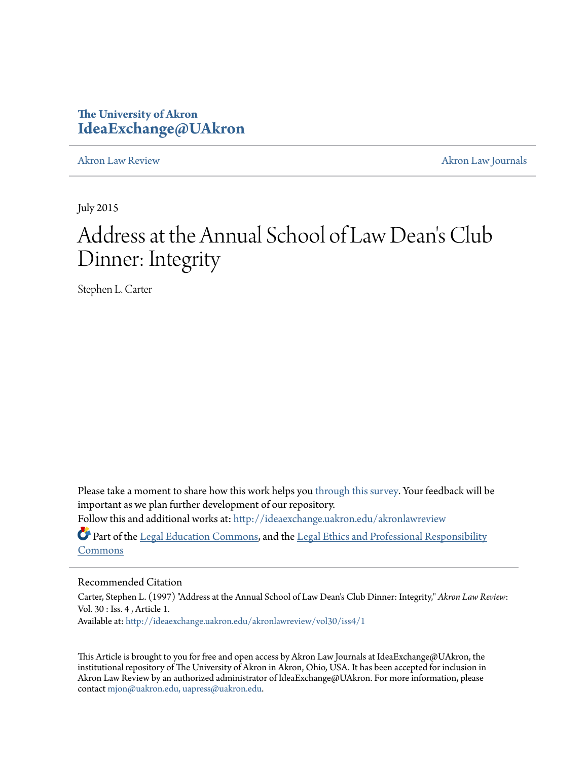The University of Akron
**IdeaExchange@UAkron**

Akron Law Review | Akron Law Journals

July 2015

# Address at the Annual School of Law Dean's Club Dinner: Integrity

Stephen L. Carter

Please take a moment to share how this work helps you through this survey. Your feedback will be important as we plan further development of our repository.

Follow this and additional works at: http://ideaexchange.uakron.edu/akronlawreview

Part of the Legal Education Commons, and the Legal Ethics and Professional Responsibility Commons

## Recommended Citation

Carter, Stephen L. (1997) "Address at the Annual School of Law Dean's Club Dinner: Integrity," *Akron Law Review*: Vol. 30 : Iss. 4 , Article 1.
Available at: http://ideaexchange.uakron.edu/akronlawreview/vol30/iss4/1

This Article is brought to you for free and open access by Akron Law Journals at IdeaExchange@UAkron, the institutional repository of The University of Akron in Akron, Ohio, USA. It has been accepted for inclusion in Akron Law Review by an authorized administrator of IdeaExchange@UAkron. For more information, please contact mjon@uakron.edu, uapress@uakron.edu.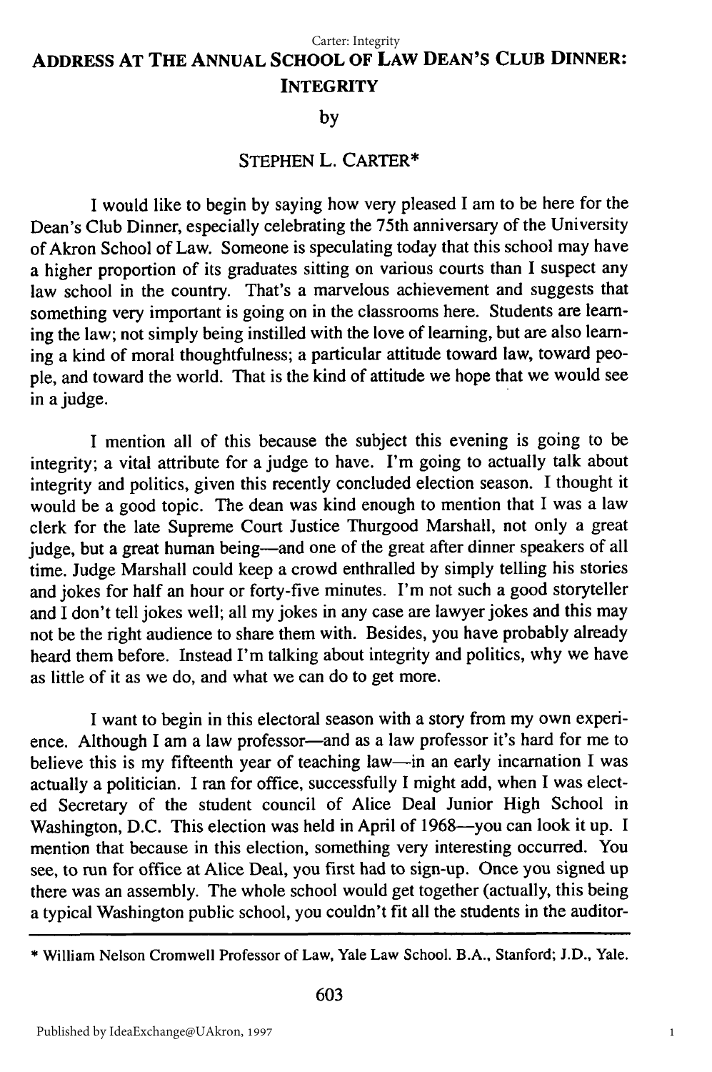# ADDRESS AT THE ANNUAL SCHOOL OF LAW DEAN'S CLUB DINNER: INTEGRITY

by

STEPHEN L. CARTER*

I would like to begin by saying how very pleased I am to be here for the Dean's Club Dinner, especially celebrating the 75th anniversary of the University of Akron School of Law. Someone is speculating today that this school may have a higher proportion of its graduates sitting on various courts than I suspect any law school in the country. That's a marvelous achievement and suggests that something very important is going on in the classrooms here. Students are learning the law; not simply being instilled with the love of learning, but are also learning a kind of moral thoughtfulness; a particular attitude toward law, toward people, and toward the world. That is the kind of attitude we hope that we would see in a judge.

I mention all of this because the subject this evening is going to be integrity; a vital attribute for a judge to have. I'm going to actually talk about integrity and politics, given this recently concluded election season. I thought it would be a good topic. The dean was kind enough to mention that I was a law clerk for the late Supreme Court Justice Thurgood Marshall, not only a great judge, but a great human being—and one of the great after dinner speakers of all time. Judge Marshall could keep a crowd enthralled by simply telling his stories and jokes for half an hour or forty-five minutes. I'm not such a good storyteller and I don't tell jokes well; all my jokes in any case are lawyer jokes and this may not be the right audience to share them with. Besides, you have probably already heard them before. Instead I'm talking about integrity and politics, why we have as little of it as we do, and what we can do to get more.

I want to begin in this electoral season with a story from my own experience. Although I am a law professor—and as a law professor it's hard for me to believe this is my fifteenth year of teaching law—in an early incarnation I was actually a politician. I ran for office, successfully I might add, when I was elected Secretary of the student council of Alice Deal Junior High School in Washington, D.C. This election was held in April of 1968—you can look it up. I mention that because in this election, something very interesting occurred. You see, to run for office at Alice Deal, you first had to sign-up. Once you signed up there was an assembly. The whole school would get together (actually, this being a typical Washington public school, you couldn't fit all the students in the auditor-

---

\* William Nelson Cromwell Professor of Law, Yale Law School. B.A., Stanford; J.D., Yale.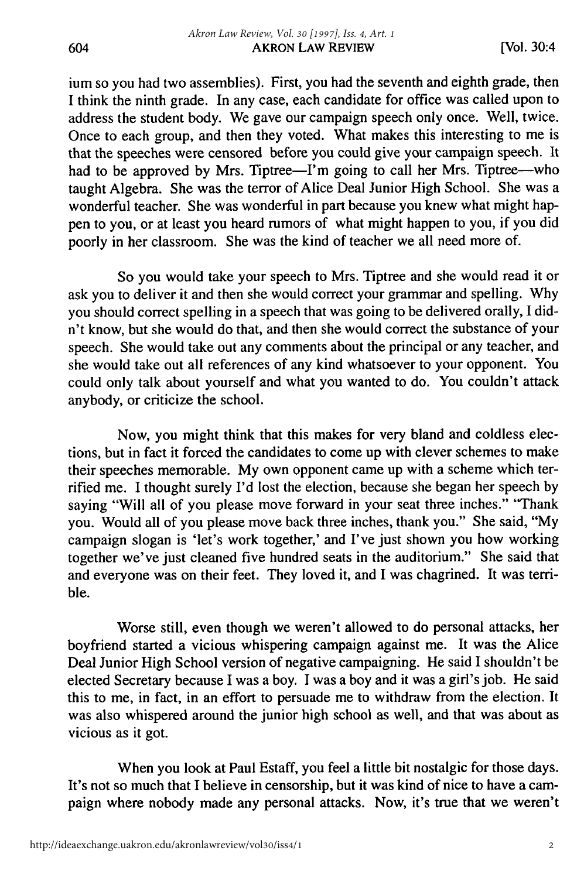ium so you had two assemblies). First, you had the seventh and eighth grade, then I think the ninth grade. In any case, each candidate for office was called upon to address the student body. We gave our campaign speech only once. Well, twice. Once to each group, and then they voted. What makes this interesting to me is that the speeches were censored before you could give your campaign speech. It had to be approved by Mrs. Tiptree—I'm going to call her Mrs. Tiptree—who taught Algebra. She was the terror of Alice Deal Junior High School. She was a wonderful teacher. She was wonderful in part because you knew what might happen to you, or at least you heard rumors of what might happen to you, if you did poorly in her classroom. She was the kind of teacher we all need more of.

So you would take your speech to Mrs. Tiptree and she would read it or ask you to deliver it and then she would correct your grammar and spelling. Why you should correct spelling in a speech that was going to be delivered orally, I didn't know, but she would do that, and then she would correct the substance of your speech. She would take out any comments about the principal or any teacher, and she would take out all references of any kind whatsoever to your opponent. You could only talk about yourself and what you wanted to do. You couldn't attack anybody, or criticize the school.

Now, you might think that this makes for very bland and coldless elections, but in fact it forced the candidates to come up with clever schemes to make their speeches memorable. My own opponent came up with a scheme which terrified me. I thought surely I'd lost the election, because she began her speech by saying "Will all of you please move forward in your seat three inches." "Thank you. Would all of you please move back three inches, thank you." She said, "My campaign slogan is 'let's work together,' and I've just shown you how working together we've just cleaned five hundred seats in the auditorium." She said that and everyone was on their feet. They loved it, and I was chagrined. It was terrible.

Worse still, even though we weren't allowed to do personal attacks, her boyfriend started a vicious whispering campaign against me. It was the Alice Deal Junior High School version of negative campaigning. He said I shouldn't be elected Secretary because I was a boy. I was a boy and it was a girl's job. He said this to me, in fact, in an effort to persuade me to withdraw from the election. It was also whispered around the junior high school as well, and that was about as vicious as it got.

When you look at Paul Estaff, you feel a little bit nostalgic for those days. It's not so much that I believe in censorship, but it was kind of nice to have a campaign where nobody made any personal attacks. Now, it's true that we weren't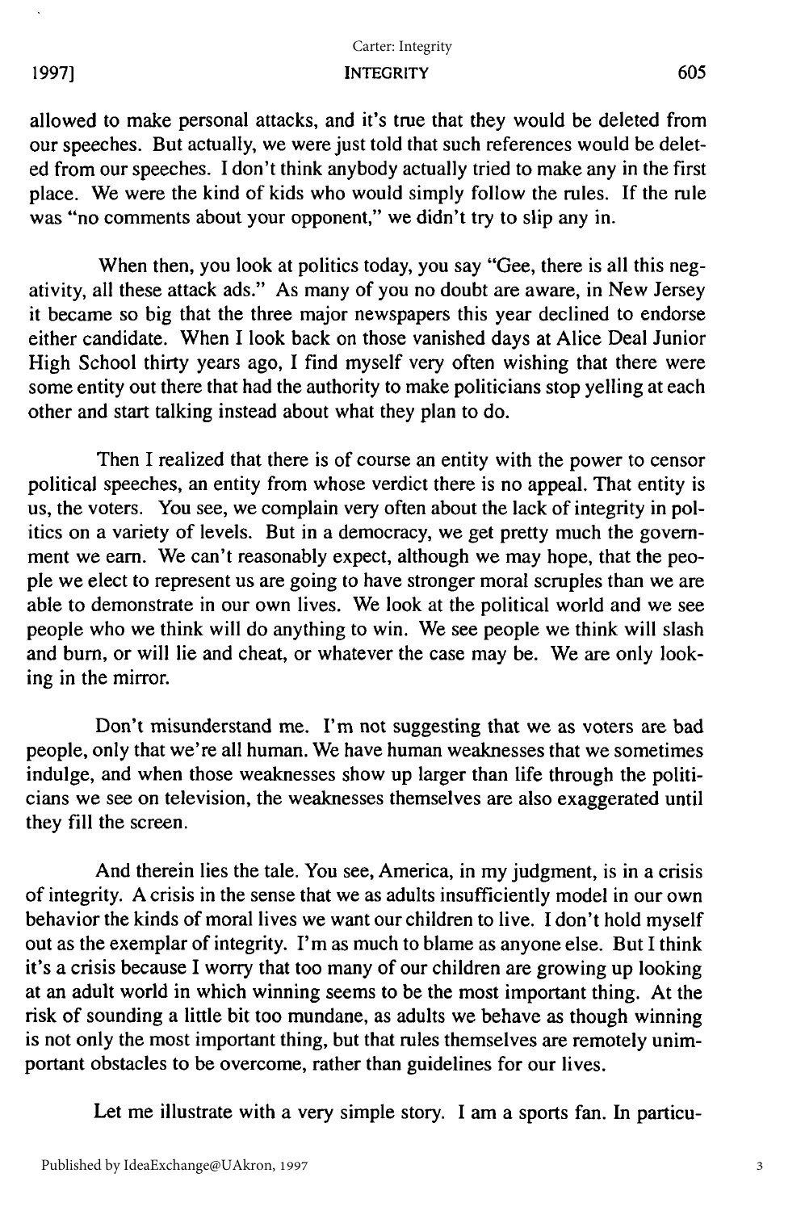allowed to make personal attacks, and it's true that they would be deleted from our speeches. But actually, we were just told that such references would be deleted from our speeches. I don't think anybody actually tried to make any in the first place. We were the kind of kids who would simply follow the rules. If the rule was "no comments about your opponent," we didn't try to slip any in.

When then, you look at politics today, you say "Gee, there is all this negativity, all these attack ads." As many of you no doubt are aware, in New Jersey it became so big that the three major newspapers this year declined to endorse either candidate. When I look back on those vanished days at Alice Deal Junior High School thirty years ago, I find myself very often wishing that there were some entity out there that had the authority to make politicians stop yelling at each other and start talking instead about what they plan to do.

Then I realized that there is of course an entity with the power to censor political speeches, an entity from whose verdict there is no appeal. That entity is us, the voters. You see, we complain very often about the lack of integrity in politics on a variety of levels. But in a democracy, we get pretty much the government we earn. We can't reasonably expect, although we may hope, that the people we elect to represent us are going to have stronger moral scruples than we are able to demonstrate in our own lives. We look at the political world and we see people who we think will do anything to win. We see people we think will slash and burn, or will lie and cheat, or whatever the case may be. We are only looking in the mirror.

Don't misunderstand me. I'm not suggesting that we as voters are bad people, only that we're all human. We have human weaknesses that we sometimes indulge, and when those weaknesses show up larger than life through the politicians we see on television, the weaknesses themselves are also exaggerated until they fill the screen.

And therein lies the tale. You see, America, in my judgment, is in a crisis of integrity. A crisis in the sense that we as adults insufficiently model in our own behavior the kinds of moral lives we want our children to live. I don't hold myself out as the exemplar of integrity. I'm as much to blame as anyone else. But I think it's a crisis because I worry that too many of our children are growing up looking at an adult world in which winning seems to be the most important thing. At the risk of sounding a little bit too mundane, as adults we behave as though winning is not only the most important thing, but that rules themselves are remotely unimportant obstacles to be overcome, rather than guidelines for our lives.

Let me illustrate with a very simple story. I am a sports fan. In particu-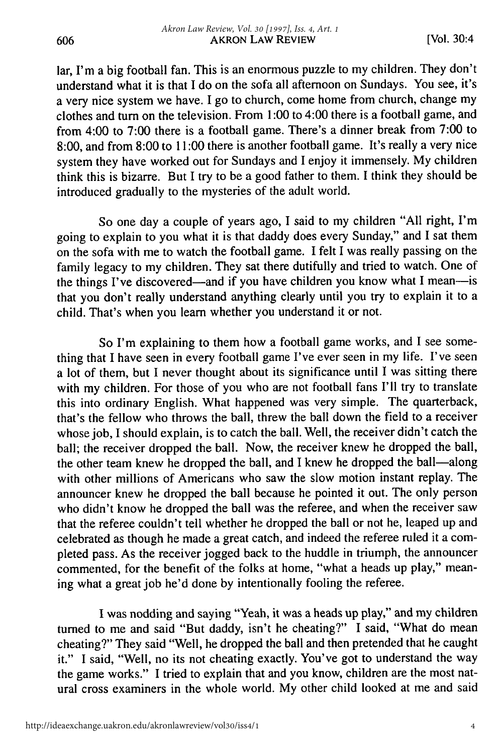lar, I'm a big football fan. This is an enormous puzzle to my children. They don't understand what it is that I do on the sofa all afternoon on Sundays. You see, it's a very nice system we have. I go to church, come home from church, change my clothes and turn on the television. From 1:00 to 4:00 there is a football game, and from 4:00 to 7:00 there is a football game. There's a dinner break from 7:00 to 8:00, and from 8:00 to 11:00 there is another football game. It's really a very nice system they have worked out for Sundays and I enjoy it immensely. My children think this is bizarre. But I try to be a good father to them. I think they should be introduced gradually to the mysteries of the adult world.

So one day a couple of years ago, I said to my children "All right, I'm going to explain to you what it is that daddy does every Sunday," and I sat them on the sofa with me to watch the football game. I felt I was really passing on the family legacy to my children. They sat there dutifully and tried to watch. One of the things I've discovered—and if you have children you know what I mean—is that you don't really understand anything clearly until you try to explain it to a child. That's when you learn whether you understand it or not.

So I'm explaining to them how a football game works, and I see something that I have seen in every football game I've ever seen in my life. I've seen a lot of them, but I never thought about its significance until I was sitting there with my children. For those of you who are not football fans I'll try to translate this into ordinary English. What happened was very simple. The quarterback, that's the fellow who throws the ball, threw the ball down the field to a receiver whose job, I should explain, is to catch the ball. Well, the receiver didn't catch the ball; the receiver dropped the ball. Now, the receiver knew he dropped the ball, the other team knew he dropped the ball, and I knew he dropped the ball—along with other millions of Americans who saw the slow motion instant replay. The announcer knew he dropped the ball because he pointed it out. The only person who didn't know he dropped the ball was the referee, and when the receiver saw that the referee couldn't tell whether he dropped the ball or not he, leaped up and celebrated as though he made a great catch, and indeed the referee ruled it a completed pass. As the receiver jogged back to the huddle in triumph, the announcer commented, for the benefit of the folks at home, "what a heads up play," meaning what a great job he'd done by intentionally fooling the referee.

I was nodding and saying "Yeah, it was a heads up play," and my children turned to me and said "But daddy, isn't he cheating?" I said, "What do mean cheating?" They said "Well, he dropped the ball and then pretended that he caught it." I said, "Well, no its not cheating exactly. You've got to understand the way the game works." I tried to explain that and you know, children are the most natural cross examiners in the whole world. My other child looked at me and said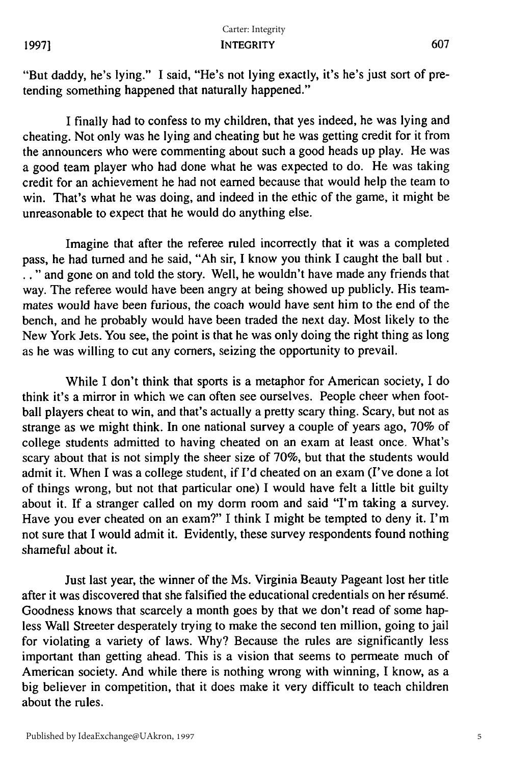"But daddy, he's lying." I said, "He's not lying exactly, it's he's just sort of pretending something happened that naturally happened."

I finally had to confess to my children, that yes indeed, he was lying and cheating. Not only was he lying and cheating but he was getting credit for it from the announcers who were commenting about such a good heads up play. He was a good team player who had done what he was expected to do. He was taking credit for an achievement he had not earned because that would help the team to win. That's what he was doing, and indeed in the ethic of the game, it might be unreasonable to expect that he would do anything else.

Imagine that after the referee ruled incorrectly that it was a completed pass, he had turned and he said, "Ah sir, I know you think I caught the ball but . . ." and gone on and told the story. Well, he wouldn't have made any friends that way. The referee would have been angry at being showed up publicly. His teammates would have been furious, the coach would have sent him to the end of the bench, and he probably would have been traded the next day. Most likely to the New York Jets. You see, the point is that he was only doing the right thing as long as he was willing to cut any corners, seizing the opportunity to prevail.

While I don't think that sports is a metaphor for American society, I do think it's a mirror in which we can often see ourselves. People cheer when football players cheat to win, and that's actually a pretty scary thing. Scary, but not as strange as we might think. In one national survey a couple of years ago, 70% of college students admitted to having cheated on an exam at least once. What's scary about that is not simply the sheer size of 70%, but that the students would admit it. When I was a college student, if I'd cheated on an exam (I've done a lot of things wrong, but not that particular one) I would have felt a little bit guilty about it. If a stranger called on my dorm room and said "I'm taking a survey. Have you ever cheated on an exam?" I think I might be tempted to deny it. I'm not sure that I would admit it. Evidently, these survey respondents found nothing shameful about it.

Just last year, the winner of the Ms. Virginia Beauty Pageant lost her title after it was discovered that she falsified the educational credentials on her résumé. Goodness knows that scarcely a month goes by that we don't read of some hapless Wall Streeter desperately trying to make the second ten million, going to jail for violating a variety of laws. Why? Because the rules are significantly less important than getting ahead. This is a vision that seems to permeate much of American society. And while there is nothing wrong with winning, I know, as a big believer in competition, that it does make it very difficult to teach children about the rules.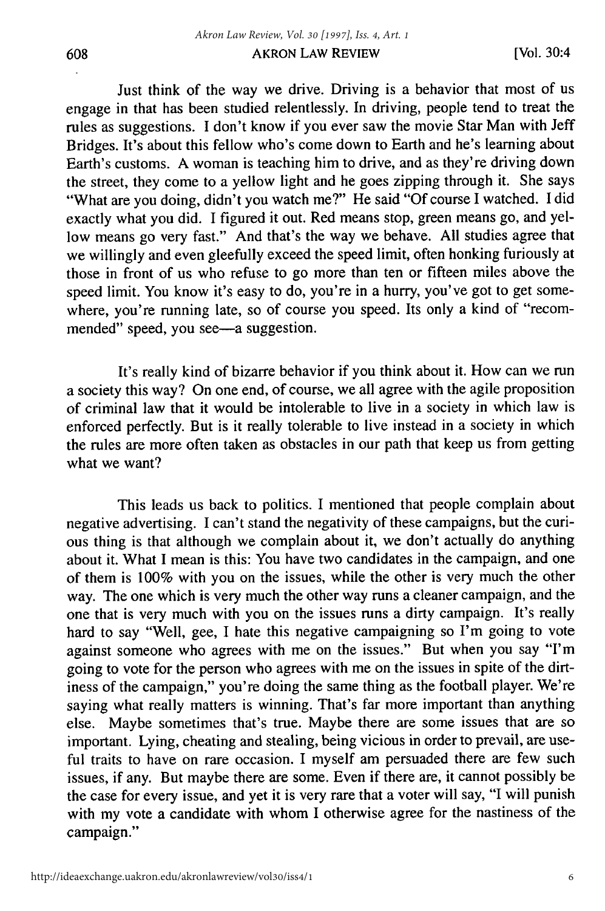Just think of the way we drive. Driving is a behavior that most of us engage in that has been studied relentlessly. In driving, people tend to treat the rules as suggestions. I don't know if you ever saw the movie Star Man with Jeff Bridges. It's about this fellow who's come down to Earth and he's learning about Earth's customs. A woman is teaching him to drive, and as they're driving down the street, they come to a yellow light and he goes zipping through it. She says "What are you doing, didn't you watch me?" He said "Of course I watched. I did exactly what you did. I figured it out. Red means stop, green means go, and yellow means go very fast." And that's the way we behave. All studies agree that we willingly and even gleefully exceed the speed limit, often honking furiously at those in front of us who refuse to go more than ten or fifteen miles above the speed limit. You know it's easy to do, you're in a hurry, you've got to get somewhere, you're running late, so of course you speed. Its only a kind of "recommended" speed, you see—a suggestion.

It's really kind of bizarre behavior if you think about it. How can we run a society this way? On one end, of course, we all agree with the agile proposition of criminal law that it would be intolerable to live in a society in which law is enforced perfectly. But is it really tolerable to live instead in a society in which the rules are more often taken as obstacles in our path that keep us from getting what we want?

This leads us back to politics. I mentioned that people complain about negative advertising. I can't stand the negativity of these campaigns, but the curious thing is that although we complain about it, we don't actually do anything about it. What I mean is this: You have two candidates in the campaign, and one of them is 100% with you on the issues, while the other is very much the other way. The one which is very much the other way runs a cleaner campaign, and the one that is very much with you on the issues runs a dirty campaign. It's really hard to say "Well, gee, I hate this negative campaigning so I'm going to vote against someone who agrees with me on the issues." But when you say "I'm going to vote for the person who agrees with me on the issues in spite of the dirtiness of the campaign," you're doing the same thing as the football player. We're saying what really matters is winning. That's far more important than anything else. Maybe sometimes that's true. Maybe there are some issues that are so important. Lying, cheating and stealing, being vicious in order to prevail, are useful traits to have on rare occasion. I myself am persuaded there are few such issues, if any. But maybe there are some. Even if there are, it cannot possibly be the case for every issue, and yet it is very rare that a voter will say, "I will punish with my vote a candidate with whom I otherwise agree for the nastiness of the campaign."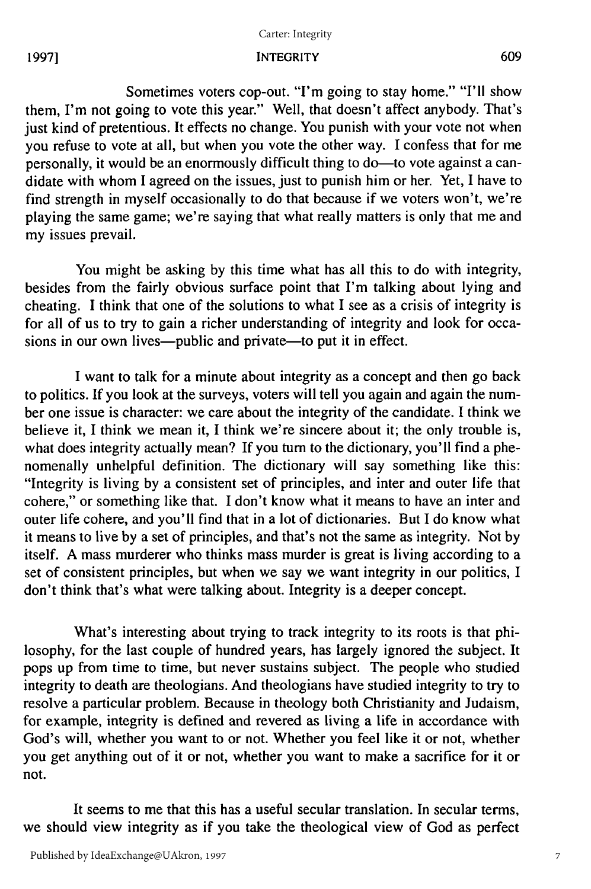Sometimes voters cop-out. "I'm going to stay home." "I'll show them, I'm not going to vote this year." Well, that doesn't affect anybody. That's just kind of pretentious. It effects no change. You punish with your vote not when you refuse to vote at all, but when you vote the other way. I confess that for me personally, it would be an enormously difficult thing to do—to vote against a candidate with whom I agreed on the issues, just to punish him or her. Yet, I have to find strength in myself occasionally to do that because if we voters won't, we're playing the same game; we're saying that what really matters is only that me and my issues prevail.

You might be asking by this time what has all this to do with integrity, besides from the fairly obvious surface point that I'm talking about lying and cheating. I think that one of the solutions to what I see as a crisis of integrity is for all of us to try to gain a richer understanding of integrity and look for occasions in our own lives—public and private—to put it in effect.

I want to talk for a minute about integrity as a concept and then go back to politics. If you look at the surveys, voters will tell you again and again the number one issue is character: we care about the integrity of the candidate. I think we believe it, I think we mean it, I think we're sincere about it; the only trouble is, what does integrity actually mean? If you turn to the dictionary, you'll find a phenomenally unhelpful definition. The dictionary will say something like this: "Integrity is living by a consistent set of principles, and inter and outer life that cohere," or something like that. I don't know what it means to have an inter and outer life cohere, and you'll find that in a lot of dictionaries. But I do know what it means to live by a set of principles, and that's not the same as integrity. Not by itself. A mass murderer who thinks mass murder is great is living according to a set of consistent principles, but when we say we want integrity in our politics, I don't think that's what were talking about. Integrity is a deeper concept.

What's interesting about trying to track integrity to its roots is that philosophy, for the last couple of hundred years, has largely ignored the subject. It pops up from time to time, but never sustains subject. The people who studied integrity to death are theologians. And theologians have studied integrity to try to resolve a particular problem. Because in theology both Christianity and Judaism, for example, integrity is defined and revered as living a life in accordance with God's will, whether you want to or not. Whether you feel like it or not, whether you get anything out of it or not, whether you want to make a sacrifice for it or not.

It seems to me that this has a useful secular translation. In secular terms, we should view integrity as if you take the theological view of God as perfect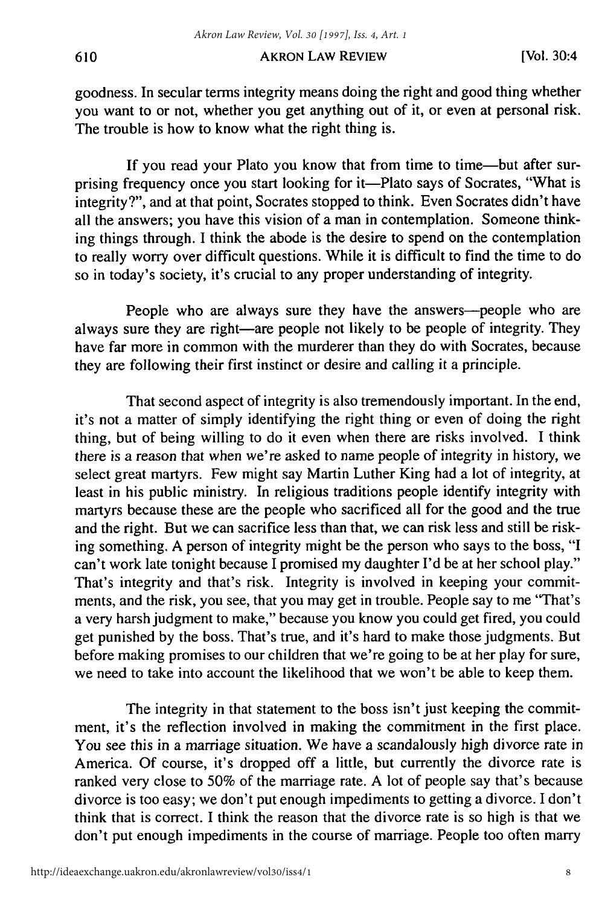goodness. In secular terms integrity means doing the right and good thing whether you want to or not, whether you get anything out of it, or even at personal risk. The trouble is how to know what the right thing is.

If you read your Plato you know that from time to time—but after surprising frequency once you start looking for it—Plato says of Socrates, "What is integrity?", and at that point, Socrates stopped to think. Even Socrates didn't have all the answers; you have this vision of a man in contemplation. Someone thinking things through. I think the abode is the desire to spend on the contemplation to really worry over difficult questions. While it is difficult to find the time to do so in today's society, it's crucial to any proper understanding of integrity.

People who are always sure they have the answers—people who are always sure they are right—are people not likely to be people of integrity. They have far more in common with the murderer than they do with Socrates, because they are following their first instinct or desire and calling it a principle.

That second aspect of integrity is also tremendously important. In the end, it's not a matter of simply identifying the right thing or even of doing the right thing, but of being willing to do it even when there are risks involved. I think there is a reason that when we're asked to name people of integrity in history, we select great martyrs. Few might say Martin Luther King had a lot of integrity, at least in his public ministry. In religious traditions people identify integrity with martyrs because these are the people who sacrificed all for the good and the true and the right. But we can sacrifice less than that, we can risk less and still be risking something. A person of integrity might be the person who says to the boss, "I can't work late tonight because I promised my daughter I'd be at her school play." That's integrity and that's risk. Integrity is involved in keeping your commitments, and the risk, you see, that you may get in trouble. People say to me "That's a very harsh judgment to make," because you know you could get fired, you could get punished by the boss. That's true, and it's hard to make those judgments. But before making promises to our children that we're going to be at her play for sure, we need to take into account the likelihood that we won't be able to keep them.

The integrity in that statement to the boss isn't just keeping the commitment, it's the reflection involved in making the commitment in the first place. You see this in a marriage situation. We have a scandalously high divorce rate in America. Of course, it's dropped off a little, but currently the divorce rate is ranked very close to 50% of the marriage rate. A lot of people say that's because divorce is too easy; we don't put enough impediments to getting a divorce. I don't think that is correct. I think the reason that the divorce rate is so high is that we don't put enough impediments in the course of marriage. People too often marry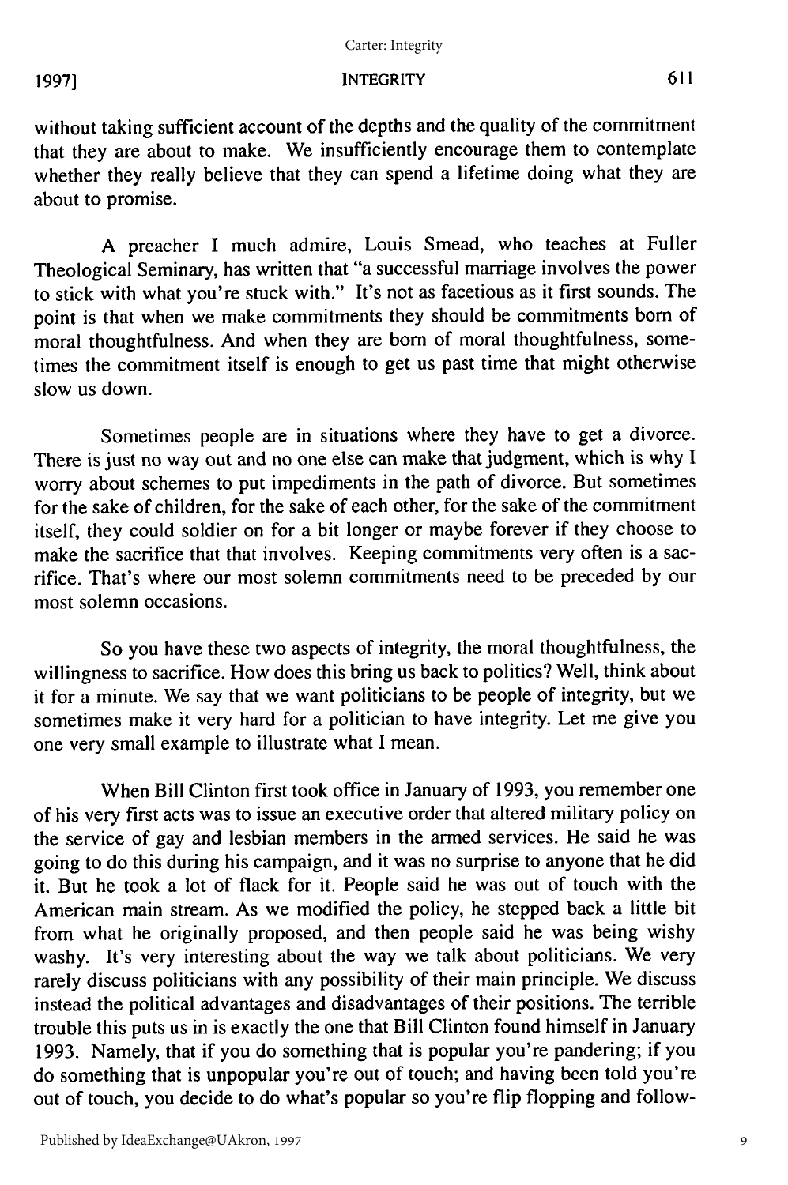without taking sufficient account of the depths and the quality of the commitment that they are about to make. We insufficiently encourage them to contemplate whether they really believe that they can spend a lifetime doing what they are about to promise.

A preacher I much admire, Louis Smead, who teaches at Fuller Theological Seminary, has written that "a successful marriage involves the power to stick with what you're stuck with." It's not as facetious as it first sounds. The point is that when we make commitments they should be commitments born of moral thoughtfulness. And when they are born of moral thoughtfulness, sometimes the commitment itself is enough to get us past time that might otherwise slow us down.

Sometimes people are in situations where they have to get a divorce. There is just no way out and no one else can make that judgment, which is why I worry about schemes to put impediments in the path of divorce. But sometimes for the sake of children, for the sake of each other, for the sake of the commitment itself, they could soldier on for a bit longer or maybe forever if they choose to make the sacrifice that that involves. Keeping commitments very often is a sacrifice. That's where our most solemn commitments need to be preceded by our most solemn occasions.

So you have these two aspects of integrity, the moral thoughtfulness, the willingness to sacrifice. How does this bring us back to politics? Well, think about it for a minute. We say that we want politicians to be people of integrity, but we sometimes make it very hard for a politician to have integrity. Let me give you one very small example to illustrate what I mean.

When Bill Clinton first took office in January of 1993, you remember one of his very first acts was to issue an executive order that altered military policy on the service of gay and lesbian members in the armed services. He said he was going to do this during his campaign, and it was no surprise to anyone that he did it. But he took a lot of flack for it. People said he was out of touch with the American main stream. As we modified the policy, he stepped back a little bit from what he originally proposed, and then people said he was being wishy washy. It's very interesting about the way we talk about politicians. We very rarely discuss politicians with any possibility of their main principle. We discuss instead the political advantages and disadvantages of their positions. The terrible trouble this puts us in is exactly the one that Bill Clinton found himself in January 1993. Namely, that if you do something that is popular you're pandering; if you do something that is unpopular you're out of touch; and having been told you're out of touch, you decide to do what's popular so you're flip flopping and follow-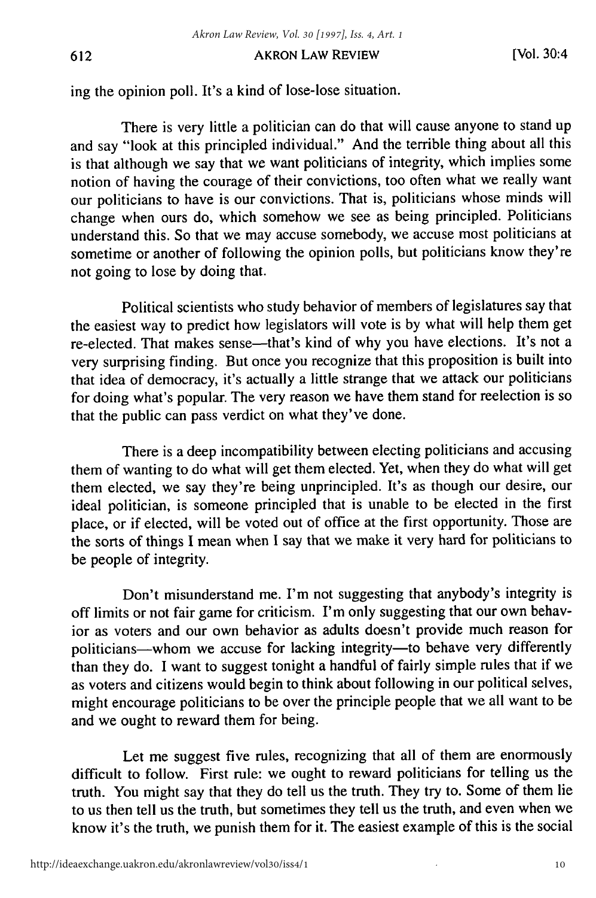ing the opinion poll. It's a kind of lose-lose situation.

There is very little a politician can do that will cause anyone to stand up and say "look at this principled individual." And the terrible thing about all this is that although we say that we want politicians of integrity, which implies some notion of having the courage of their convictions, too often what we really want our politicians to have is our convictions. That is, politicians whose minds will change when ours do, which somehow we see as being principled. Politicians understand this. So that we may accuse somebody, we accuse most politicians at sometime or another of following the opinion polls, but politicians know they're not going to lose by doing that.

Political scientists who study behavior of members of legislatures say that the easiest way to predict how legislators will vote is by what will help them get re-elected. That makes sense—that's kind of why you have elections. It's not a very surprising finding. But once you recognize that this proposition is built into that idea of democracy, it's actually a little strange that we attack our politicians for doing what's popular. The very reason we have them stand for reelection is so that the public can pass verdict on what they've done.

There is a deep incompatibility between electing politicians and accusing them of wanting to do what will get them elected. Yet, when they do what will get them elected, we say they're being unprincipled. It's as though our desire, our ideal politician, is someone principled that is unable to be elected in the first place, or if elected, will be voted out of office at the first opportunity. Those are the sorts of things I mean when I say that we make it very hard for politicians to be people of integrity.

Don't misunderstand me. I'm not suggesting that anybody's integrity is off limits or not fair game for criticism. I'm only suggesting that our own behavior as voters and our own behavior as adults doesn't provide much reason for politicians—whom we accuse for lacking integrity—to behave very differently than they do. I want to suggest tonight a handful of fairly simple rules that if we as voters and citizens would begin to think about following in our political selves, might encourage politicians to be over the principle people that we all want to be and we ought to reward them for being.

Let me suggest five rules, recognizing that all of them are enormously difficult to follow. First rule: we ought to reward politicians for telling us the truth. You might say that they do tell us the truth. They try to. Some of them lie to us then tell us the truth, but sometimes they tell us the truth, and even when we know it's the truth, we punish them for it. The easiest example of this is the social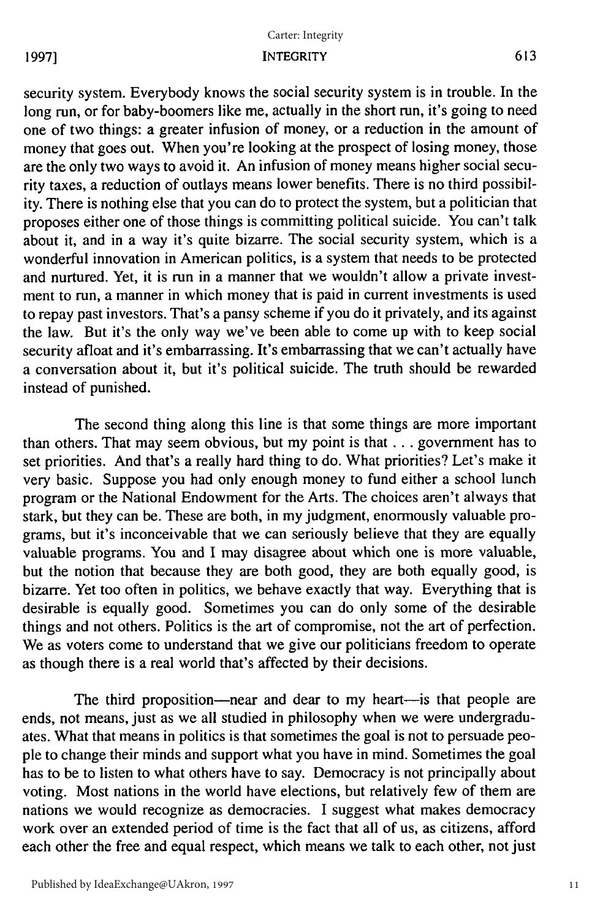security system. Everybody knows the social security system is in trouble. In the long run, or for baby-boomers like me, actually in the short run, it's going to need one of two things: a greater infusion of money, or a reduction in the amount of money that goes out. When you're looking at the prospect of losing money, those are the only two ways to avoid it. An infusion of money means higher social security taxes, a reduction of outlays means lower benefits. There is no third possibility. There is nothing else that you can do to protect the system, but a politician that proposes either one of those things is committing political suicide. You can't talk about it, and in a way it's quite bizarre. The social security system, which is a wonderful innovation in American politics, is a system that needs to be protected and nurtured. Yet, it is run in a manner that we wouldn't allow a private investment to run, a manner in which money that is paid in current investments is used to repay past investors. That's a pansy scheme if you do it privately, and its against the law. But it's the only way we've been able to come up with to keep social security afloat and it's embarrassing. It's embarrassing that we can't actually have a conversation about it, but it's political suicide. The truth should be rewarded instead of punished.

The second thing along this line is that some things are more important than others. That may seem obvious, but my point is that . . . government has to set priorities. And that's a really hard thing to do. What priorities? Let's make it very basic. Suppose you had only enough money to fund either a school lunch program or the National Endowment for the Arts. The choices aren't always that stark, but they can be. These are both, in my judgment, enormously valuable programs, but it's inconceivable that we can seriously believe that they are equally valuable programs. You and I may disagree about which one is more valuable, but the notion that because they are both good, they are both equally good, is bizarre. Yet too often in politics, we behave exactly that way. Everything that is desirable is equally good. Sometimes you can do only some of the desirable things and not others. Politics is the art of compromise, not the art of perfection. We as voters come to understand that we give our politicians freedom to operate as though there is a real world that's affected by their decisions.

The third proposition—near and dear to my heart—is that people are ends, not means, just as we all studied in philosophy when we were undergraduates. What that means in politics is that sometimes the goal is not to persuade people to change their minds and support what you have in mind. Sometimes the goal has to be to listen to what others have to say. Democracy is not principally about voting. Most nations in the world have elections, but relatively few of them are nations we would recognize as democracies. I suggest what makes democracy work over an extended period of time is the fact that all of us, as citizens, afford each other the free and equal respect, which means we talk to each other, not just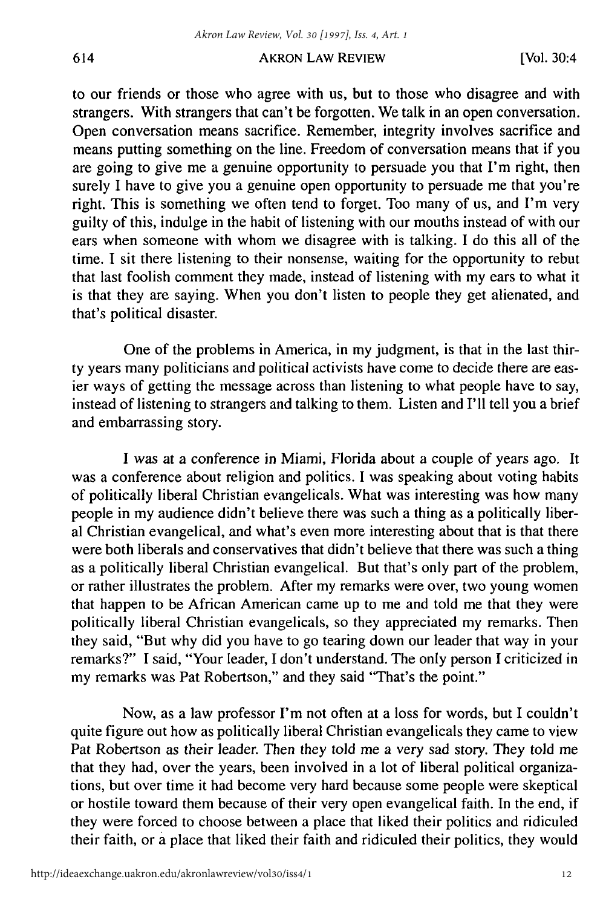to our friends or those who agree with us, but to those who disagree and with strangers. With strangers that can't be forgotten. We talk in an open conversation. Open conversation means sacrifice. Remember, integrity involves sacrifice and means putting something on the line. Freedom of conversation means that if you are going to give me a genuine opportunity to persuade you that I'm right, then surely I have to give you a genuine open opportunity to persuade me that you're right. This is something we often tend to forget. Too many of us, and I'm very guilty of this, indulge in the habit of listening with our mouths instead of with our ears when someone with whom we disagree with is talking. I do this all of the time. I sit there listening to their nonsense, waiting for the opportunity to rebut that last foolish comment they made, instead of listening with my ears to what it is that they are saying. When you don't listen to people they get alienated, and that's political disaster.

One of the problems in America, in my judgment, is that in the last thirty years many politicians and political activists have come to decide there are easier ways of getting the message across than listening to what people have to say, instead of listening to strangers and talking to them. Listen and I'll tell you a brief and embarrassing story.

I was at a conference in Miami, Florida about a couple of years ago. It was a conference about religion and politics. I was speaking about voting habits of politically liberal Christian evangelicals. What was interesting was how many people in my audience didn't believe there was such a thing as a politically liberal Christian evangelical, and what's even more interesting about that is that there were both liberals and conservatives that didn't believe that there was such a thing as a politically liberal Christian evangelical. But that's only part of the problem, or rather illustrates the problem. After my remarks were over, two young women that happen to be African American came up to me and told me that they were politically liberal Christian evangelicals, so they appreciated my remarks. Then they said, "But why did you have to go tearing down our leader that way in your remarks?" I said, "Your leader, I don't understand. The only person I criticized in my remarks was Pat Robertson," and they said "That's the point."

Now, as a law professor I'm not often at a loss for words, but I couldn't quite figure out how as politically liberal Christian evangelicals they came to view Pat Robertson as their leader. Then they told me a very sad story. They told me that they had, over the years, been involved in a lot of liberal political organizations, but over time it had become very hard because some people were skeptical or hostile toward them because of their very open evangelical faith. In the end, if they were forced to choose between a place that liked their politics and ridiculed their faith, or a place that liked their faith and ridiculed their politics, they would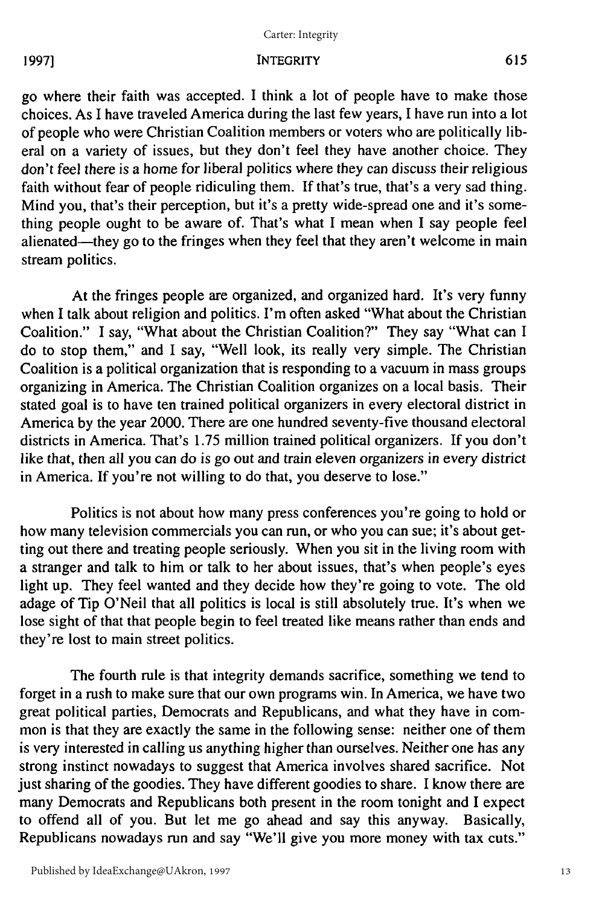go where their faith was accepted. I think a lot of people have to make those choices. As I have traveled America during the last few years, I have run into a lot of people who were Christian Coalition members or voters who are politically liberal on a variety of issues, but they don't feel they have another choice. They don't feel there is a home for liberal politics where they can discuss their religious faith without fear of people ridiculing them. If that's true, that's a very sad thing. Mind you, that's their perception, but it's a pretty wide-spread one and it's something people ought to be aware of. That's what I mean when I say people feel alienated—they go to the fringes when they feel that they aren't welcome in main stream politics.

At the fringes people are organized, and organized hard. It's very funny when I talk about religion and politics. I'm often asked "What about the Christian Coalition." I say, "What about the Christian Coalition?" They say "What can I do to stop them," and I say, "Well look, its really very simple. The Christian Coalition is a political organization that is responding to a vacuum in mass groups organizing in America. The Christian Coalition organizes on a local basis. Their stated goal is to have ten trained political organizers in every electoral district in America by the year 2000. There are one hundred seventy-five thousand electoral districts in America. That's 1.75 million trained political organizers. If you don't like that, then all you can do is go out and train eleven organizers in every district in America. If you're not willing to do that, you deserve to lose."

Politics is not about how many press conferences you're going to hold or how many television commercials you can run, or who you can sue; it's about getting out there and treating people seriously. When you sit in the living room with a stranger and talk to him or talk to her about issues, that's when people's eyes light up. They feel wanted and they decide how they're going to vote. The old adage of Tip O'Neil that all politics is local is still absolutely true. It's when we lose sight of that that people begin to feel treated like means rather than ends and they're lost to main street politics.

The fourth rule is that integrity demands sacrifice, something we tend to forget in a rush to make sure that our own programs win. In America, we have two great political parties, Democrats and Republicans, and what they have in common is that they are exactly the same in the following sense: neither one of them is very interested in calling us anything higher than ourselves. Neither one has any strong instinct nowadays to suggest that America involves shared sacrifice. Not just sharing of the goodies. They have different goodies to share. I know there are many Democrats and Republicans both present in the room tonight and I expect to offend all of you. But let me go ahead and say this anyway. Basically, Republicans nowadays run and say "We'll give you more money with tax cuts."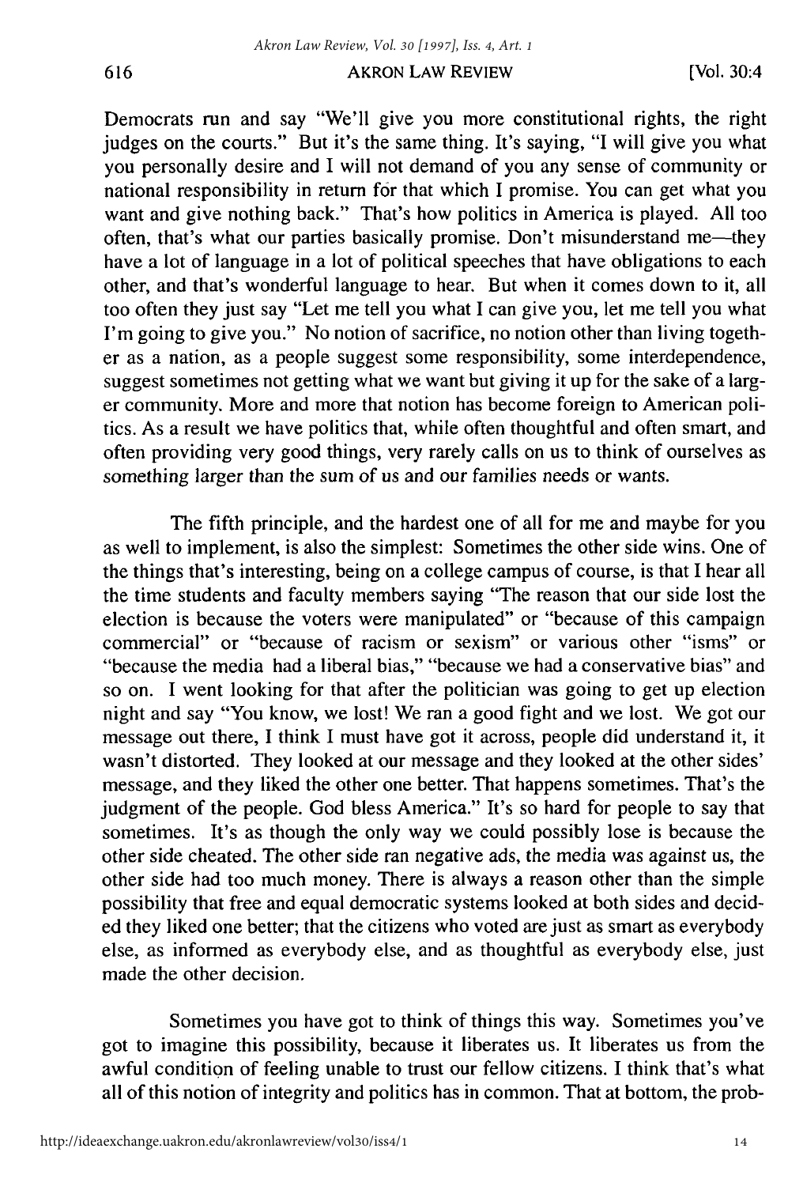Democrats run and say "We'll give you more constitutional rights, the right judges on the courts." But it's the same thing. It's saying, "I will give you what you personally desire and I will not demand of you any sense of community or national responsibility in return for that which I promise. You can get what you want and give nothing back." That's how politics in America is played. All too often, that's what our parties basically promise. Don't misunderstand me—they have a lot of language in a lot of political speeches that have obligations to each other, and that's wonderful language to hear. But when it comes down to it, all too often they just say "Let me tell you what I can give you, let me tell you what I'm going to give you." No notion of sacrifice, no notion other than living together as a nation, as a people suggest some responsibility, some interdependence, suggest sometimes not getting what we want but giving it up for the sake of a larger community. More and more that notion has become foreign to American politics. As a result we have politics that, while often thoughtful and often smart, and often providing very good things, very rarely calls on us to think of ourselves as something larger than the sum of us and our families needs or wants.

The fifth principle, and the hardest one of all for me and maybe for you as well to implement, is also the simplest: Sometimes the other side wins. One of the things that's interesting, being on a college campus of course, is that I hear all the time students and faculty members saying "The reason that our side lost the election is because the voters were manipulated" or "because of this campaign commercial" or "because of racism or sexism" or various other "isms" or "because the media had a liberal bias," "because we had a conservative bias" and so on. I went looking for that after the politician was going to get up election night and say "You know, we lost! We ran a good fight and we lost. We got our message out there, I think I must have got it across, people did understand it, it wasn't distorted. They looked at our message and they looked at the other sides' message, and they liked the other one better. That happens sometimes. That's the judgment of the people. God bless America." It's so hard for people to say that sometimes. It's as though the only way we could possibly lose is because the other side cheated. The other side ran negative ads, the media was against us, the other side had too much money. There is always a reason other than the simple possibility that free and equal democratic systems looked at both sides and decided they liked one better; that the citizens who voted are just as smart as everybody else, as informed as everybody else, and as thoughtful as everybody else, just made the other decision.

Sometimes you have got to think of things this way. Sometimes you've got to imagine this possibility, because it liberates us. It liberates us from the awful condition of feeling unable to trust our fellow citizens. I think that's what all of this notion of integrity and politics has in common. That at bottom, the prob-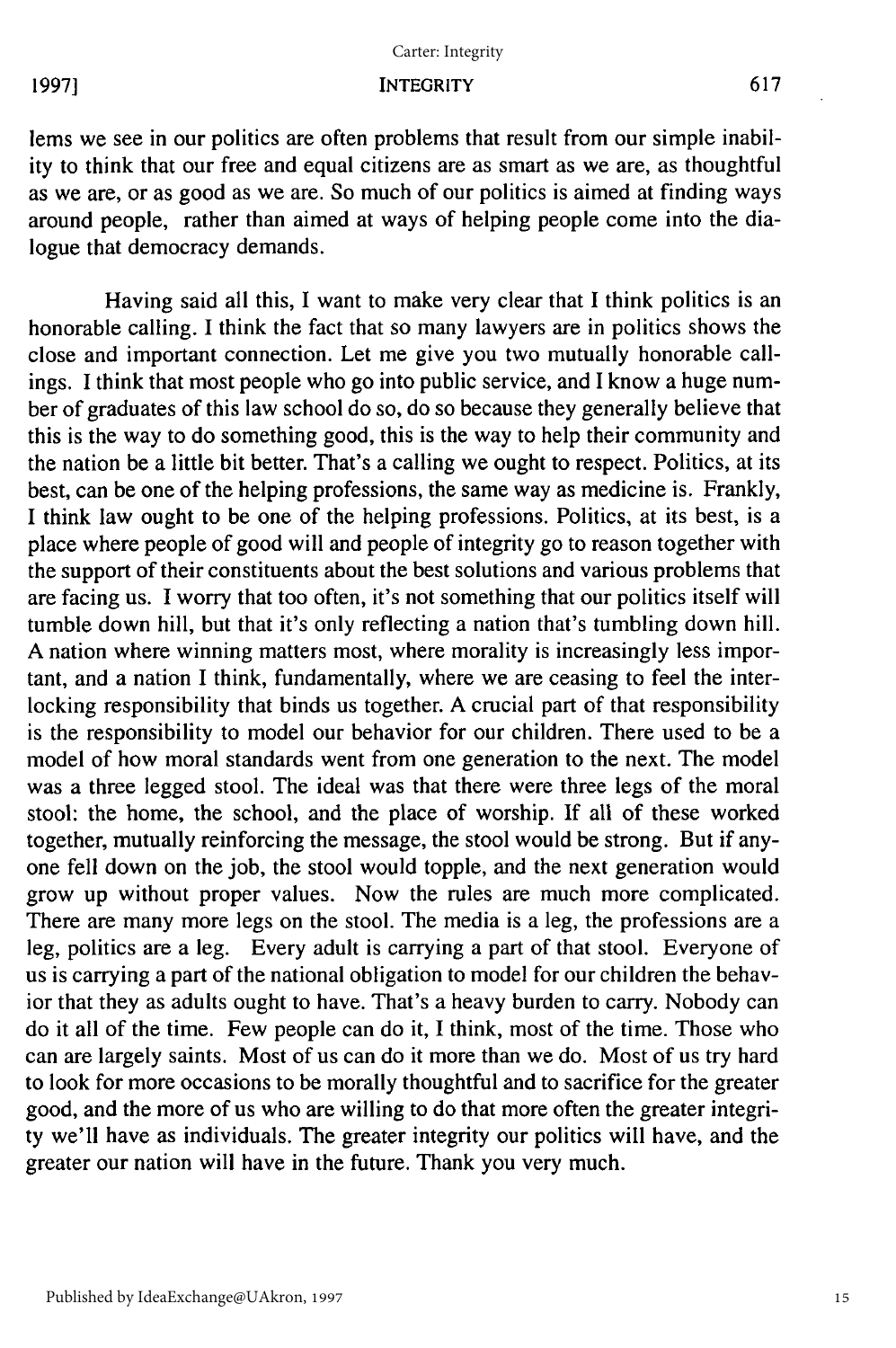lems we see in our politics are often problems that result from our simple inability to think that our free and equal citizens are as smart as we are, as thoughtful as we are, or as good as we are. So much of our politics is aimed at finding ways around people, rather than aimed at ways of helping people come into the dialogue that democracy demands.

Having said all this, I want to make very clear that I think politics is an honorable calling. I think the fact that so many lawyers are in politics shows the close and important connection. Let me give you two mutually honorable callings. I think that most people who go into public service, and I know a huge number of graduates of this law school do so, do so because they generally believe that this is the way to do something good, this is the way to help their community and the nation be a little bit better. That's a calling we ought to respect. Politics, at its best, can be one of the helping professions, the same way as medicine is. Frankly, I think law ought to be one of the helping professions. Politics, at its best, is a place where people of good will and people of integrity go to reason together with the support of their constituents about the best solutions and various problems that are facing us. I worry that too often, it's not something that our politics itself will tumble down hill, but that it's only reflecting a nation that's tumbling down hill. A nation where winning matters most, where morality is increasingly less important, and a nation I think, fundamentally, where we are ceasing to feel the interlocking responsibility that binds us together. A crucial part of that responsibility is the responsibility to model our behavior for our children. There used to be a model of how moral standards went from one generation to the next. The model was a three legged stool. The ideal was that there were three legs of the moral stool: the home, the school, and the place of worship. If all of these worked together, mutually reinforcing the message, the stool would be strong. But if anyone fell down on the job, the stool would topple, and the next generation would grow up without proper values. Now the rules are much more complicated. There are many more legs on the stool. The media is a leg, the professions are a leg, politics are a leg. Every adult is carrying a part of that stool. Everyone of us is carrying a part of the national obligation to model for our children the behavior that they as adults ought to have. That's a heavy burden to carry. Nobody can do it all of the time. Few people can do it, I think, most of the time. Those who can are largely saints. Most of us can do it more than we do. Most of us try hard to look for more occasions to be morally thoughtful and to sacrifice for the greater good, and the more of us who are willing to do that more often the greater integrity we'll have as individuals. The greater integrity our politics will have, and the greater our nation will have in the future. Thank you very much.